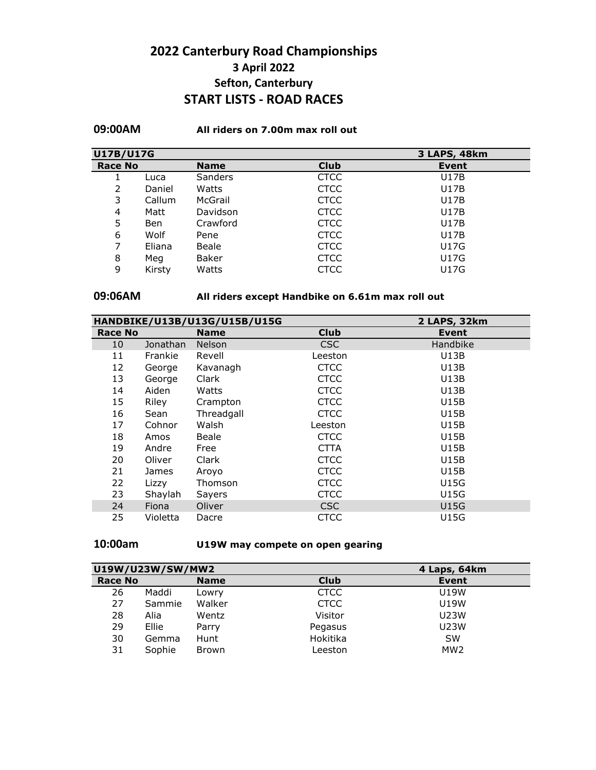# 2022 Canterbury Road Championships

## 3 April 2022

## Sefton, Canterbury

## START LISTS - ROAD RACES

**09:00AM** **All riders on 7.00m max roll out**

| U17B/U17G | | | | 3 LAPS, 48km |
|---|---|---|---|---|
| **Race No** | | **Name** | **Club** | **Event** |
| 1 | Luca | Sanders | CTCC | U17B |
| 2 | Daniel | Watts | CTCC | U17B |
| 3 | Callum | McGrail | CTCC | U17B |
| 4 | Matt | Davidson | CTCC | U17B |
| 5 | Ben | Crawford | CTCC | U17B |
| 6 | Wolf | Pene | CTCC | U17B |
| 7 | Eliana | Beale | CTCC | U17G |
| 8 | Meg | Baker | CTCC | U17G |
| 9 | Kirsty | Watts | CTCC | U17G |

**09:06AM** **All riders except Handbike on 6.61m max roll out**

| HANDBIKE/U13B/U13G/U15B/U15G | | | | 2 LAPS, 32km |
|---|---|---|---|---|
| **Race No** | | **Name** | **Club** | **Event** |
| 10 | Jonathan | Nelson | CSC | Handbike |
| 11 | Frankie | Revell | Leeston | U13B |
| 12 | George | Kavanagh | CTCC | U13B |
| 13 | George | Clark | CTCC | U13B |
| 14 | Aiden | Watts | CTCC | U13B |
| 15 | Riley | Crampton | CTCC | U15B |
| 16 | Sean | Threadgall | CTCC | U15B |
| 17 | Cohnor | Walsh | Leeston | U15B |
| 18 | Amos | Beale | CTCC | U15B |
| 19 | Andre | Free | CTTA | U15B |
| 20 | Oliver | Clark | CTCC | U15B |
| 21 | James | Aroyo | CTCC | U15B |
| 22 | Lizzy | Thomson | CTCC | U15G |
| 23 | Shaylah | Sayers | CTCC | U15G |
| 24 | Fiona | Oliver | CSC | U15G |
| 25 | Violetta | Dacre | CTCC | U15G |

**10:00am** **U19W may compete on open gearing**

| U19W/U23W/SW/MW2 | | | | 4 Laps, 64km |
|---|---|---|---|---|
| **Race No** | | **Name** | **Club** | **Event** |
| 26 | Maddi | Lowry | CTCC | U19W |
| 27 | Sammie | Walker | CTCC | U19W |
| 28 | Alia | Wentz | Visitor | U23W |
| 29 | Ellie | Parry | Pegasus | U23W |
| 30 | Gemma | Hunt | Hokitika | SW |
| 31 | Sophie | Brown | Leeston | MW2 |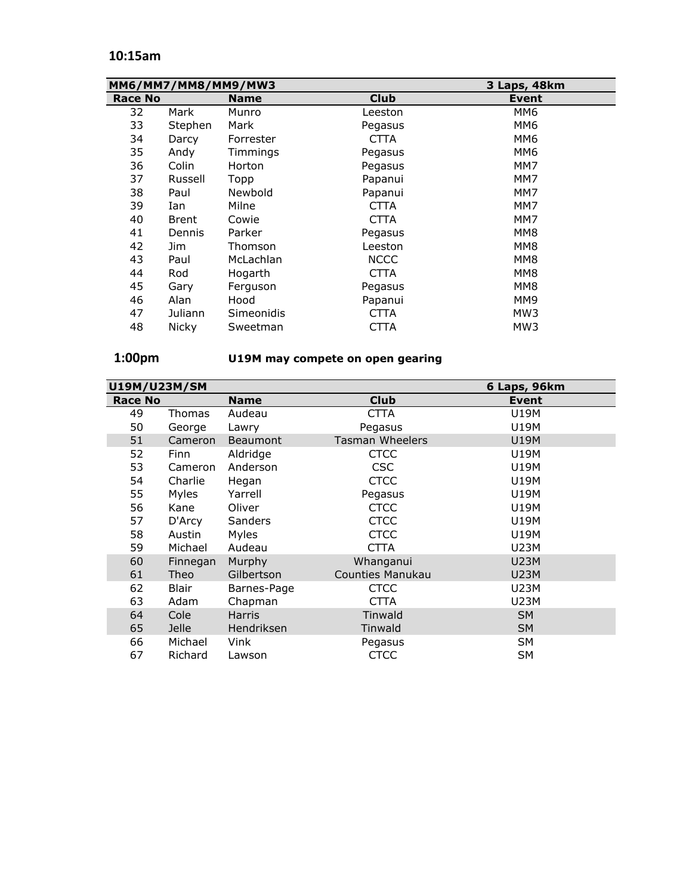## 10:15am

| MM6/MM7/MM8/MM9/MW3 | | | | 3 Laps, 48km |
|---|---|---|---|---|
| **Race No** | | **Name** | **Club** | **Event** |
| 32 | Mark | Munro | Leeston | MM6 |
| 33 | Stephen | Mark | Pegasus | MM6 |
| 34 | Darcy | Forrester | CTTA | MM6 |
| 35 | Andy | Timmings | Pegasus | MM6 |
| 36 | Colin | Horton | Pegasus | MM7 |
| 37 | Russell | Topp | Papanui | MM7 |
| 38 | Paul | Newbold | Papanui | MM7 |
| 39 | Ian | Milne | CTTA | MM7 |
| 40 | Brent | Cowie | CTTA | MM7 |
| 41 | Dennis | Parker | Pegasus | MM8 |
| 42 | Jim | Thomson | Leeston | MM8 |
| 43 | Paul | McLachlan | NCCC | MM8 |
| 44 | Rod | Hogarth | CTTA | MM8 |
| 45 | Gary | Ferguson | Pegasus | MM8 |
| 46 | Alan | Hood | Papanui | MM9 |
| 47 | Juliann | Simeonidis | CTTA | MW3 |
| 48 | Nicky | Sweetman | CTTA | MW3 |

## 1:00pm

**U19M may compete on open gearing**

| U19M/U23M/SM | | | | 6 Laps, 96km |
|---|---|---|---|---|
| **Race No** | | **Name** | **Club** | **Event** |
| 49 | Thomas | Audeau | CTTA | U19M |
| 50 | George | Lawry | Pegasus | U19M |
| 51 | Cameron | Beaumont | Tasman Wheelers | U19M |
| 52 | Finn | Aldridge | CTCC | U19M |
| 53 | Cameron | Anderson | CSC | U19M |
| 54 | Charlie | Hegan | CTCC | U19M |
| 55 | Myles | Yarrell | Pegasus | U19M |
| 56 | Kane | Oliver | CTCC | U19M |
| 57 | D'Arcy | Sanders | CTCC | U19M |
| 58 | Austin | Myles | CTCC | U19M |
| 59 | Michael | Audeau | CTTA | U23M |
| 60 | Finnegan | Murphy | Whanganui | U23M |
| 61 | Theo | Gilbertson | Counties Manukau | U23M |
| 62 | Blair | Barnes-Page | CTCC | U23M |
| 63 | Adam | Chapman | CTTA | U23M |
| 64 | Cole | Harris | Tinwald | SM |
| 65 | Jelle | Hendriksen | Tinwald | SM |
| 66 | Michael | Vink | Pegasus | SM |
| 67 | Richard | Lawson | CTCC | SM |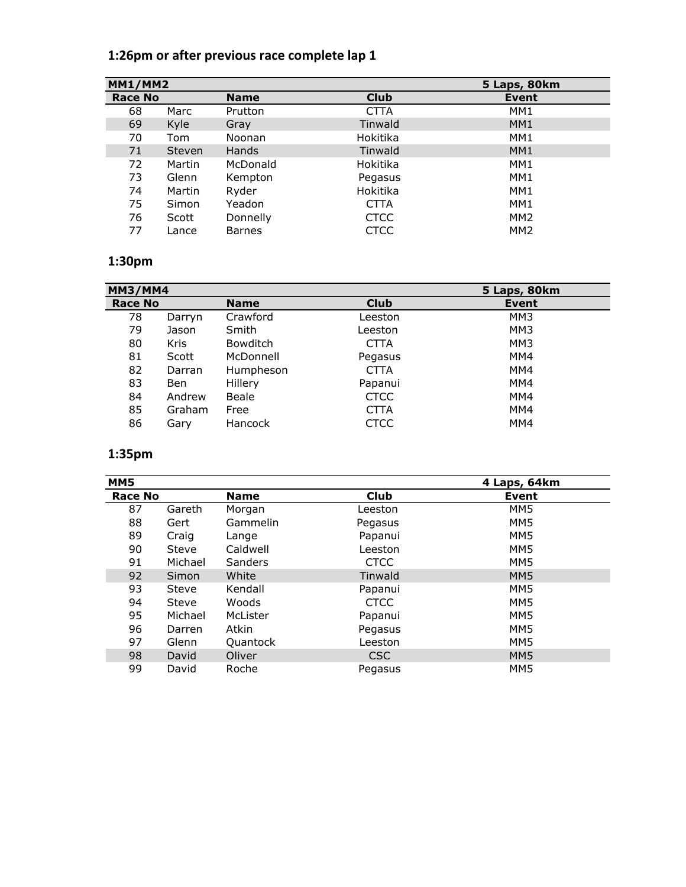### 1:26pm or after previous race complete lap 1

| MM1/MM2 | | | | 5 Laps, 80km |
|---|---|---|---|---|
| **Race No** | | **Name** | **Club** | **Event** |
| 68 | Marc | Prutton | CTTA | MM1 |
| 69 | Kyle | Gray | Tinwald | MM1 |
| 70 | Tom | Noonan | Hokitika | MM1 |
| 71 | Steven | Hands | Tinwald | MM1 |
| 72 | Martin | McDonald | Hokitika | MM1 |
| 73 | Glenn | Kempton | Pegasus | MM1 |
| 74 | Martin | Ryder | Hokitika | MM1 |
| 75 | Simon | Yeadon | CTTA | MM1 |
| 76 | Scott | Donnelly | CTCC | MM2 |
| 77 | Lance | Barnes | CTCC | MM2 |

### 1:30pm

| MM3/MM4 | | | | 5 Laps, 80km |
|---|---|---|---|---|
| **Race No** | | **Name** | **Club** | **Event** |
| 78 | Darryn | Crawford | Leeston | MM3 |
| 79 | Jason | Smith | Leeston | MM3 |
| 80 | Kris | Bowditch | CTTA | MM3 |
| 81 | Scott | McDonnell | Pegasus | MM4 |
| 82 | Darran | Humpheson | CTTA | MM4 |
| 83 | Ben | Hillery | Papanui | MM4 |
| 84 | Andrew | Beale | CTCC | MM4 |
| 85 | Graham | Free | CTTA | MM4 |
| 86 | Gary | Hancock | CTCC | MM4 |

### 1:35pm

| MM5 | | | | 4 Laps, 64km |
|---|---|---|---|---|
| **Race No** | | **Name** | **Club** | **Event** |
| 87 | Gareth | Morgan | Leeston | MM5 |
| 88 | Gert | Gammelin | Pegasus | MM5 |
| 89 | Craig | Lange | Papanui | MM5 |
| 90 | Steve | Caldwell | Leeston | MM5 |
| 91 | Michael | Sanders | CTCC | MM5 |
| 92 | Simon | White | Tinwald | MM5 |
| 93 | Steve | Kendall | Papanui | MM5 |
| 94 | Steve | Woods | CTCC | MM5 |
| 95 | Michael | McLister | Papanui | MM5 |
| 96 | Darren | Atkin | Pegasus | MM5 |
| 97 | Glenn | Quantock | Leeston | MM5 |
| 98 | David | Oliver | CSC | MM5 |
| 99 | David | Roche | Pegasus | MM5 |